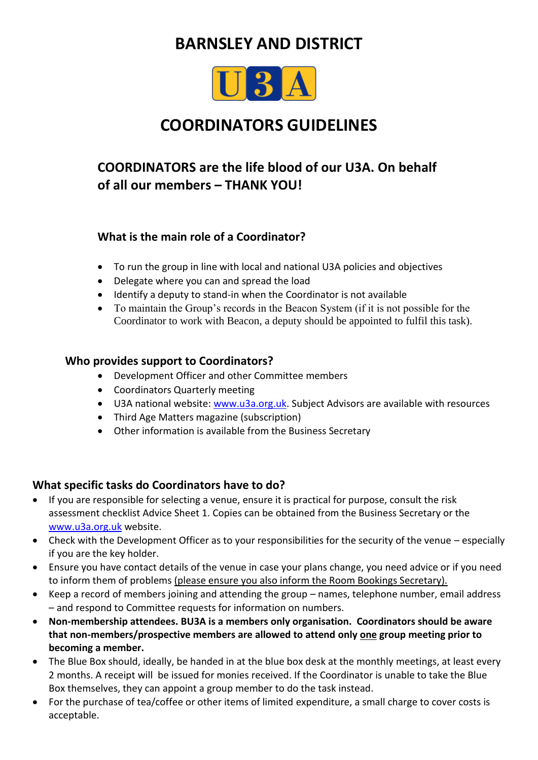# BARNSLEY AND DISTRICT

U3A

# COORDINATORS GUIDELINES

## COORDINATORS are the life blood of our U3A. On behalf of all our members – THANK YOU!

### What is the main role of a Coordinator?

- To run the group in line with local and national U3A policies and objectives
- Delegate where you can and spread the load
- Identify a deputy to stand-in when the Coordinator is not available
- To maintain the Group's records in the Beacon System (if it is not possible for the Coordinator to work with Beacon, a deputy should be appointed to fulfil this task).

### Who provides support to Coordinators?

- Development Officer and other Committee members
- Coordinators Quarterly meeting
- U3A national website: [www.u3a.org.uk](http://www.u3a.org.uk). Subject Advisors are available with resources
- Third Age Matters magazine (subscription)
- Other information is available from the Business Secretary

### What specific tasks do Coordinators have to do?

- If you are responsible for selecting a venue, ensure it is practical for purpose, consult the risk assessment checklist Advice Sheet 1. Copies can be obtained from the Business Secretary or the [www.u3a.org.uk](http://www.u3a.org.uk) website.
- Check with the Development Officer as to your responsibilities for the security of the venue – especially if you are the key holder.
- Ensure you have contact details of the venue in case your plans change, you need advice or if you need to inform them of problems <u>(please ensure you also inform the Room Bookings Secretary).</u>
- Keep a record of members joining and attending the group – names, telephone number, email address – and respond to Committee requests for information on numbers.
- **Non-membership attendees. BU3A is a members only organisation. Coordinators should be aware that non-members/prospective members are allowed to attend only <u>one</u> group meeting prior to becoming a member.**
- The Blue Box should, ideally, be handed in at the blue box desk at the monthly meetings, at least every 2 months. A receipt will be issued for monies received. If the Coordinator is unable to take the Blue Box themselves, they can appoint a group member to do the task instead.
- For the purchase of tea/coffee or other items of limited expenditure, a small charge to cover costs is acceptable.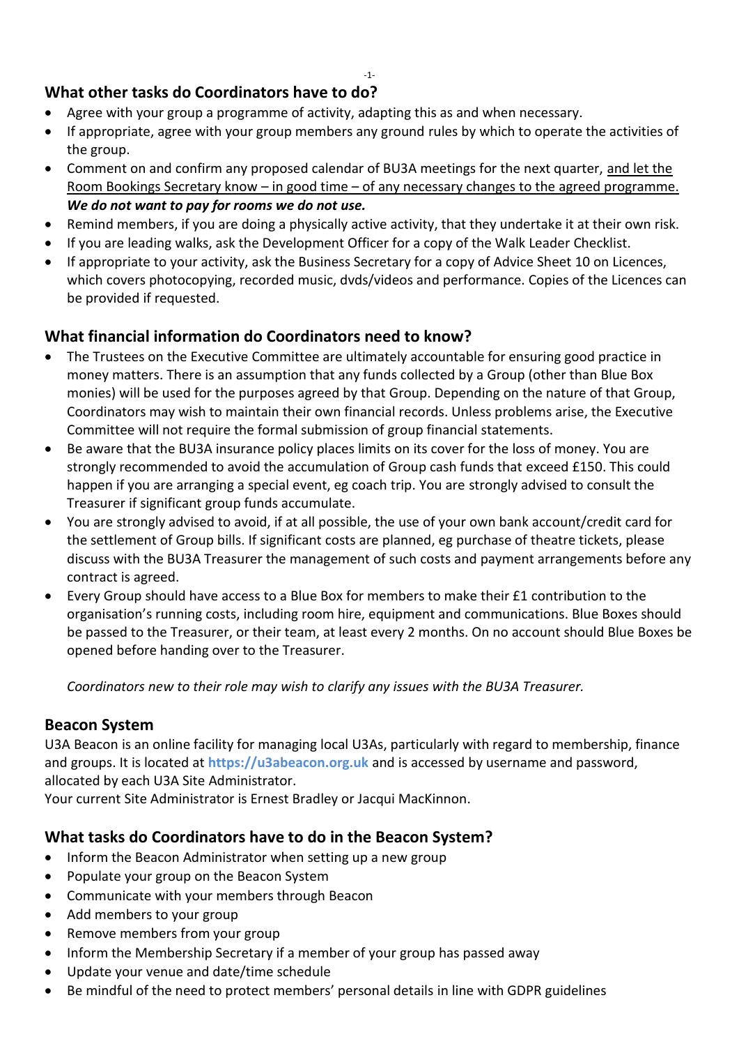## What other tasks do Coordinators have to do?

- Agree with your group a programme of activity, adapting this as and when necessary.
- If appropriate, agree with your group members any ground rules by which to operate the activities of the group.
- Comment on and confirm any proposed calendar of BU3A meetings for the next quarter, <u>and let the Room Bookings Secretary know – in good time – of any necessary changes to the agreed programme.</u> ***We do not want to pay for rooms we do not use.***
- Remind members, if you are doing a physically active activity, that they undertake it at their own risk.
- If you are leading walks, ask the Development Officer for a copy of the Walk Leader Checklist.
- If appropriate to your activity, ask the Business Secretary for a copy of Advice Sheet 10 on Licences, which covers photocopying, recorded music, dvds/videos and performance. Copies of the Licences can be provided if requested.

## What financial information do Coordinators need to know?

- The Trustees on the Executive Committee are ultimately accountable for ensuring good practice in money matters. There is an assumption that any funds collected by a Group (other than Blue Box monies) will be used for the purposes agreed by that Group. Depending on the nature of that Group, Coordinators may wish to maintain their own financial records. Unless problems arise, the Executive Committee will not require the formal submission of group financial statements.
- Be aware that the BU3A insurance policy places limits on its cover for the loss of money. You are strongly recommended to avoid the accumulation of Group cash funds that exceed £150. This could happen if you are arranging a special event, eg coach trip. You are strongly advised to consult the Treasurer if significant group funds accumulate.
- You are strongly advised to avoid, if at all possible, the use of your own bank account/credit card for the settlement of Group bills. If significant costs are planned, eg purchase of theatre tickets, please discuss with the BU3A Treasurer the management of such costs and payment arrangements before any contract is agreed.
- Every Group should have access to a Blue Box for members to make their £1 contribution to the organisation's running costs, including room hire, equipment and communications. Blue Boxes should be passed to the Treasurer, or their team, at least every 2 months. On no account should Blue Boxes be opened before handing over to the Treasurer.

*Coordinators new to their role may wish to clarify any issues with the BU3A Treasurer.*

## Beacon System

U3A Beacon is an online facility for managing local U3As, particularly with regard to membership, finance and groups. It is located at **https://u3abeacon.org.uk** and is accessed by username and password, allocated by each U3A Site Administrator.
Your current Site Administrator is Ernest Bradley or Jacqui MacKinnon.

## What tasks do Coordinators have to do in the Beacon System?

- Inform the Beacon Administrator when setting up a new group
- Populate your group on the Beacon System
- Communicate with your members through Beacon
- Add members to your group
- Remove members from your group
- Inform the Membership Secretary if a member of your group has passed away
- Update your venue and date/time schedule
- Be mindful of the need to protect members' personal details in line with GDPR guidelines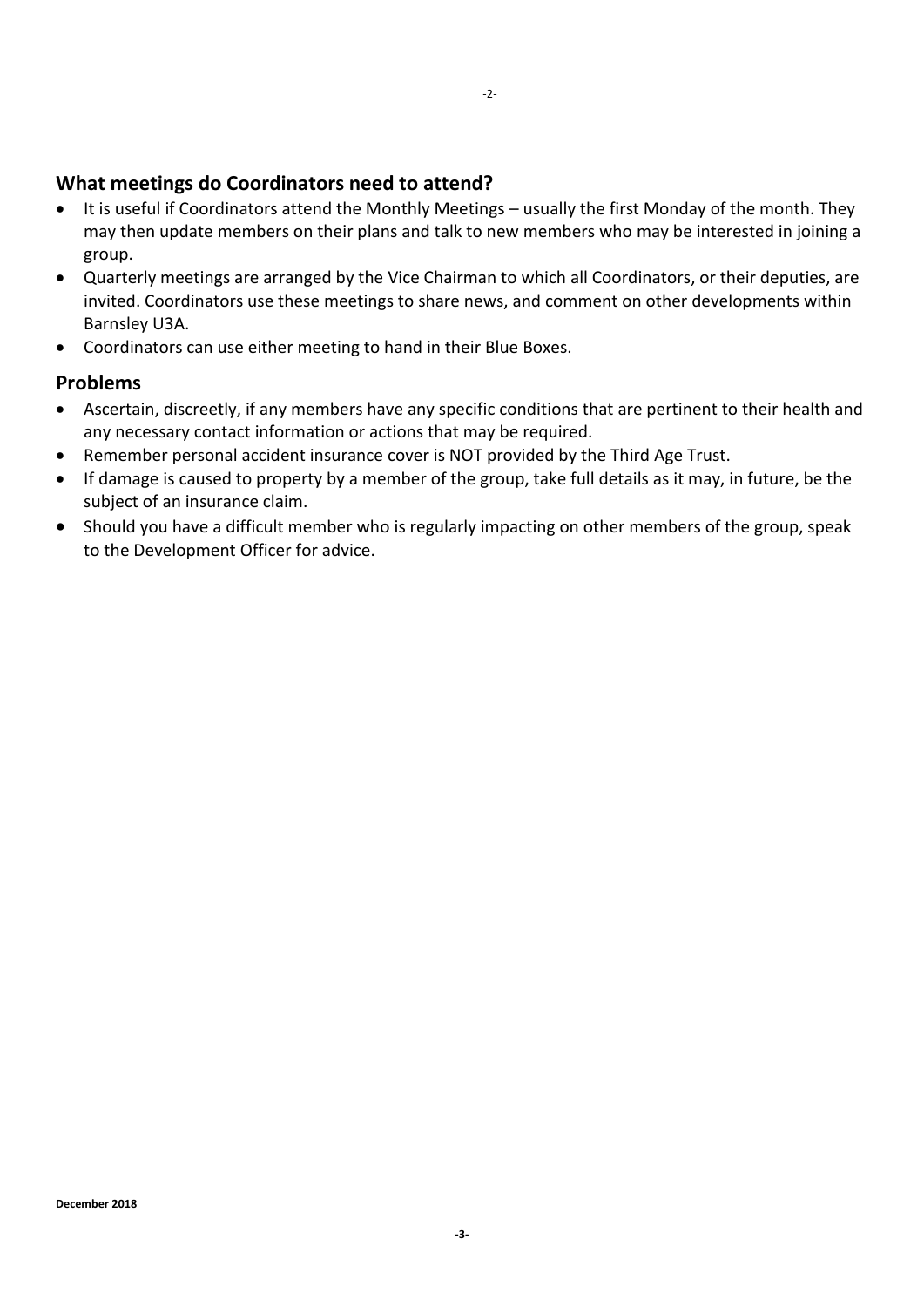## What meetings do Coordinators need to attend?

- It is useful if Coordinators attend the Monthly Meetings – usually the first Monday of the month. They may then update members on their plans and talk to new members who may be interested in joining a group.
- Quarterly meetings are arranged by the Vice Chairman to which all Coordinators, or their deputies, are invited. Coordinators use these meetings to share news, and comment on other developments within Barnsley U3A.
- Coordinators can use either meeting to hand in their Blue Boxes.

## Problems

- Ascertain, discreetly, if any members have any specific conditions that are pertinent to their health and any necessary contact information or actions that may be required.
- Remember personal accident insurance cover is NOT provided by the Third Age Trust.
- If damage is caused to property by a member of the group, take full details as it may, in future, be the subject of an insurance claim.
- Should you have a difficult member who is regularly impacting on other members of the group, speak to the Development Officer for advice.

**December 2018**